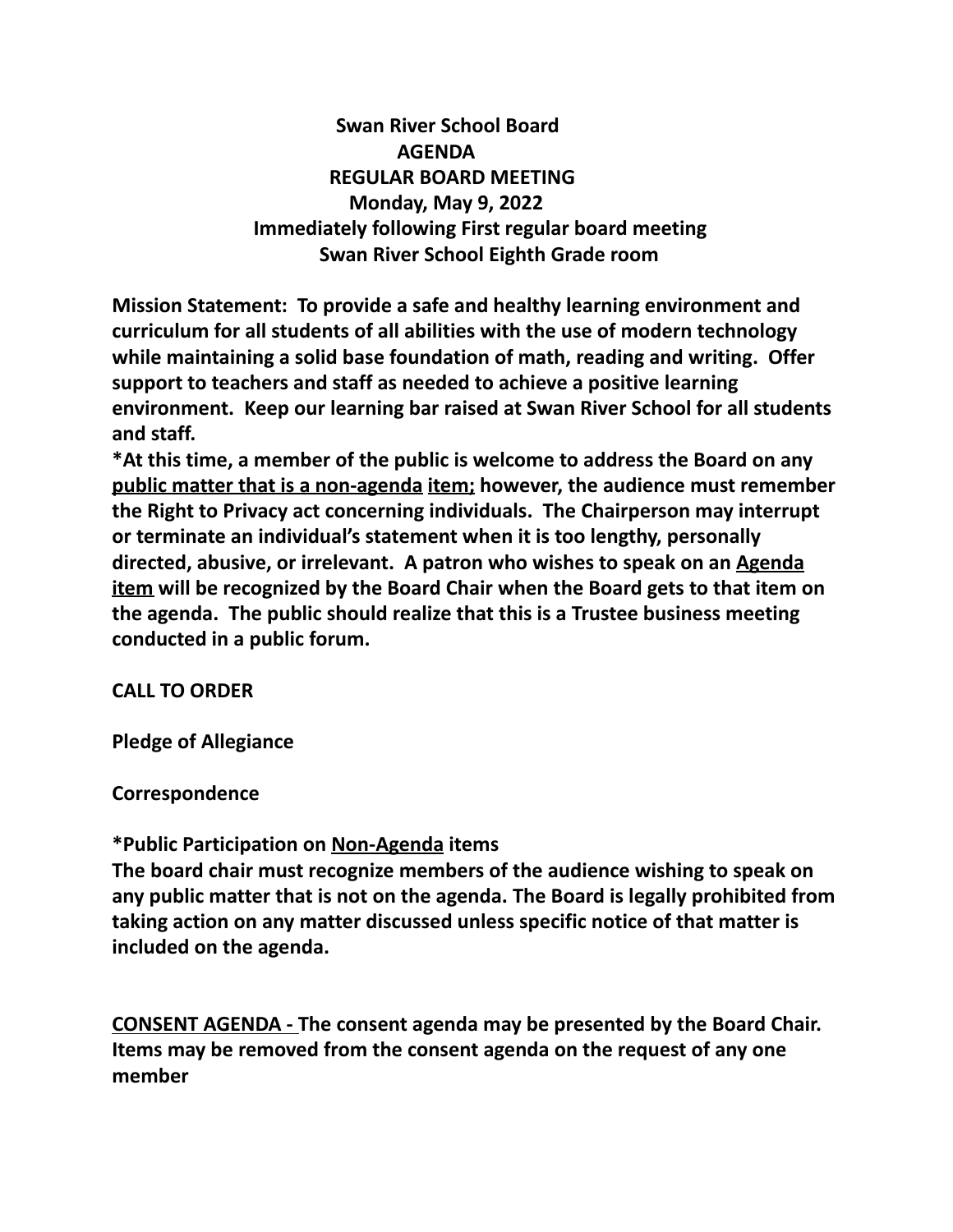# Swan River School Board

## AGENDA

## REGULAR BOARD MEETING

**Monday, May 9, 2022**

**Immediately following First regular board meeting**

**Swan River School Eighth Grade room**

**Mission Statement: To provide a safe and healthy learning environment and curriculum for all students of all abilities with the use of modern technology while maintaining a solid base foundation of math, reading and writing. Offer support to teachers and staff as needed to achieve a positive learning environment. Keep our learning bar raised at Swan River School for all students and staff.**

**\*At this time, a member of the public is welcome to address the Board on any <u>public matter that is a non-agenda item;</u> however, the audience must remember the Right to Privacy act concerning individuals. The Chairperson may interrupt or terminate an individual's statement when it is too lengthy, personally directed, abusive, or irrelevant. A patron who wishes to speak on an <u>Agenda item</u> will be recognized by the Board Chair when the Board gets to that item on the agenda. The public should realize that this is a Trustee business meeting conducted in a public forum.**

**CALL TO ORDER**

**Pledge of Allegiance**

**Correspondence**

**\*Public Participation on <u>Non-Agenda</u> items**

**The board chair must recognize members of the audience wishing to speak on any public matter that is not on the agenda. The Board is legally prohibited from taking action on any matter discussed unless specific notice of that matter is included on the agenda.**

**<u>CONSENT AGENDA -</u> The consent agenda may be presented by the Board Chair. Items may be removed from the consent agenda on the request of any one member**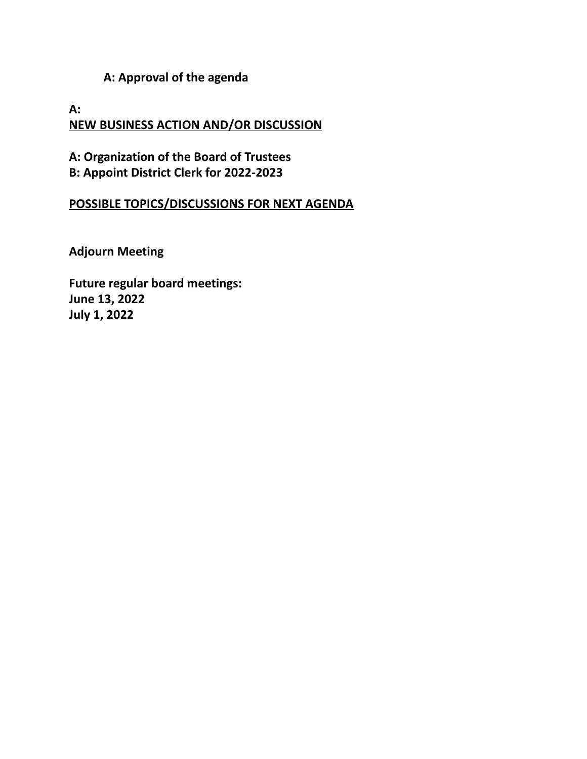**A: Approval of the agenda**

**A:**

**NEW BUSINESS ACTION AND/OR DISCUSSION**

**A: Organization of the Board of Trustees**
**B: Appoint District Clerk for 2022-2023**

**POSSIBLE TOPICS/DISCUSSIONS FOR NEXT AGENDA**

**Adjourn Meeting**

**Future regular board meetings:**
**June 13, 2022**
**July 1, 2022**